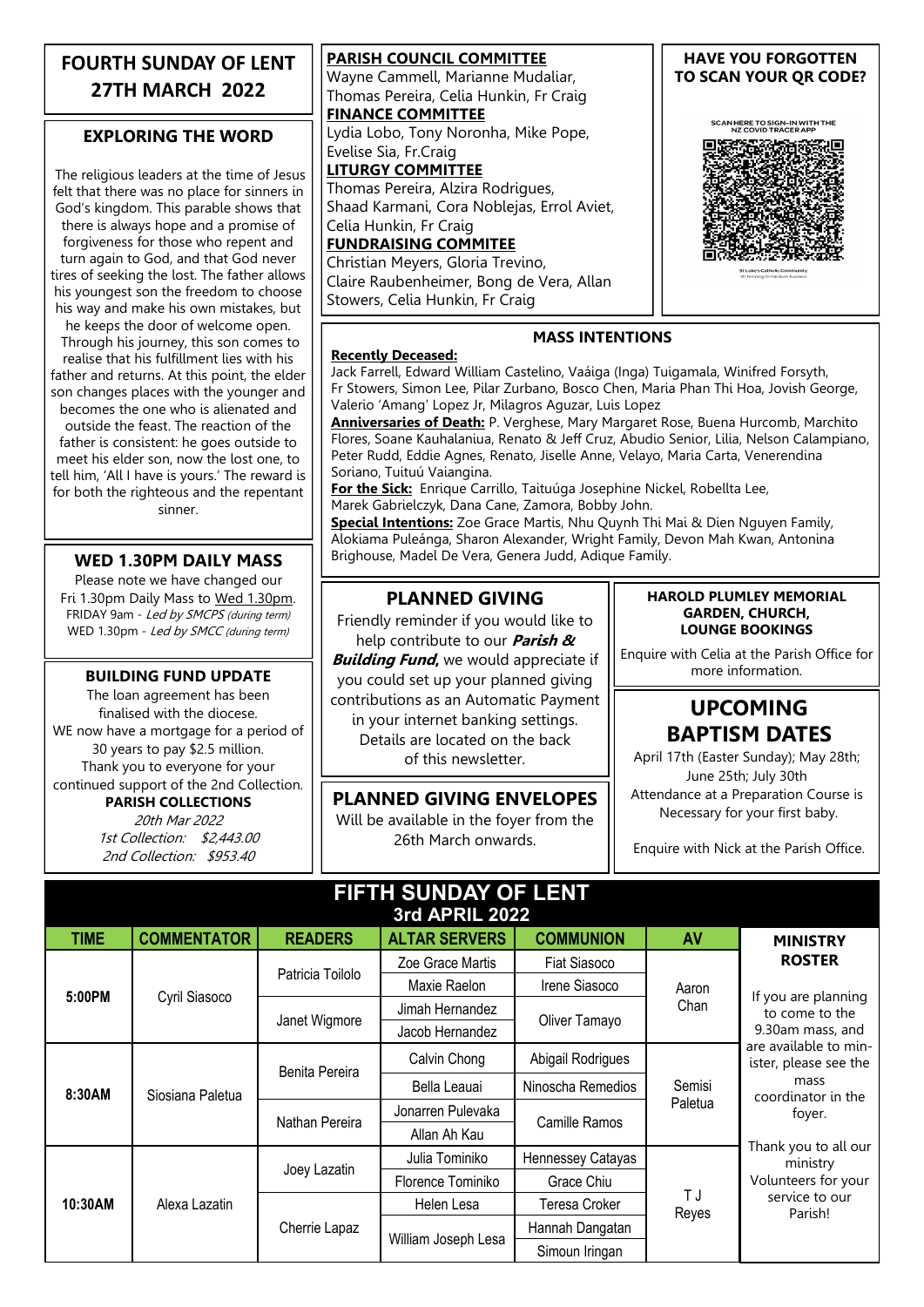# FOURTH SUNDAY OF LENT
# 27TH MARCH 2022

## EXPLORING THE WORD

The religious leaders at the time of Jesus felt that there was no place for sinners in God's kingdom. This parable shows that there is always hope and a promise of forgiveness for those who repent and turn again to God, and that God never tires of seeking the lost. The father allows his youngest son the freedom to choose his way and make his own mistakes, but he keeps the door of welcome open. Through his journey, this son comes to realise that his fulfillment lies with his father and returns. At this point, the elder son changes places with the younger and becomes the one who is alienated and outside the feast. The reaction of the father is consistent: he goes outside to meet his elder son, now the lost one, to tell him, 'All I have is yours.' The reward is for both the righteous and the repentant sinner.

## WED 1.30PM DAILY MASS

Please note we have changed our Fri 1.30pm Daily Mass to Wed 1.30pm.
FRIDAY 9am - *Led by SMCPS (during term)*
WED 1.30pm - *Led by SMCC (during term)*

## BUILDING FUND UPDATE

The loan agreement has been finalised with the diocese.
WE now have a mortgage for a period of 30 years to pay $2.5 million.
Thank you to everyone for your continued support of the 2nd Collection.

**PARISH COLLECTIONS**
*20th Mar 2022*
*1st Collection: $2,443.00*
*2nd Collection: $953.40*

**PARISH COUNCIL COMMITTEE**
Wayne Cammell, Marianne Mudaliar, Thomas Pereira, Celia Hunkin, Fr Craig

**FINANCE COMMITTEE**
Lydia Lobo, Tony Noronha, Mike Pope, Evelise Sia, Fr.Craig

**LITURGY COMMITTEE**
Thomas Pereira, Alzira Rodrigues, Shaad Karmani, Cora Noblejas, Errol Aviet, Celia Hunkin, Fr Craig

**FUNDRAISING COMMITEE**
Christian Meyers, Gloria Trevino, Claire Raubenheimer, Bong de Vera, Allan Stowers, Celia Hunkin, Fr Craig

## HAVE YOU FORGOTTEN TO SCAN YOUR QR CODE?

SCAN HERE TO SIGN-IN WITH THE NZ COVID TRACER APP

## MASS INTENTIONS

**Recently Deceased:**
Jack Farrell, Edward William Castelino, Vaáiga (Inga) Tuigamala, Winifred Forsyth, Fr Stowers, Simon Lee, Pilar Zurbano, Bosco Chen, Maria Phan Thi Hoa, Jovish George, Valerio 'Amang' Lopez Jr, Milagros Aguzar, Luis Lopez

**Anniversaries of Death:** P. Verghese, Mary Margaret Rose, Buena Hurcomb, Marchito Flores, Soane Kauhalaniua, Renato & Jeff Cruz, Abudio Senior, Lilia, Nelson Calampiano, Peter Rudd, Eddie Agnes, Renato, Jiselle Anne, Velayo, Maria Carta, Venerendina Soriano, Tuituú Vaiangina.

**For the Sick:** Enrique Carrillo, Taituúga Josephine Nickel, Robellta Lee, Marek Gabrielczyk, Dana Cane, Zamora, Bobby John.

**Special Intentions:** Zoe Grace Martis, Nhu Quynh Thi Mai & Dien Nguyen Family, Alokiama Puleánga, Sharon Alexander, Wright Family, Devon Mah Kwan, Antonina Brighouse, Madel De Vera, Genera Judd, Adique Family.

## PLANNED GIVING

Friendly reminder if you would like to help contribute to our ***Parish & Building Fund***, we would appreciate if you could set up your planned giving contributions as an Automatic Payment in your internet banking settings. Details are located on the back of this newsletter.

## PLANNED GIVING ENVELOPES

Will be available in the foyer from the 26th March onwards.

## HAROLD PLUMLEY MEMORIAL GARDEN, CHURCH, LOUNGE BOOKINGS

Enquire with Celia at the Parish Office for more information.

## UPCOMING BAPTISM DATES

April 17th (Easter Sunday); May 28th; June 25th; July 30th
Attendance at a Preparation Course is Necessary for your first baby.

Enquire with Nick at the Parish Office.

## FIFTH SUNDAY OF LENT
### 3rd APRIL 2022

| TIME | COMMENTATOR | READERS | ALTAR SERVERS | COMMUNION | AV |
|---|---|---|---|---|---|
| 5:00PM | Cyril Siasoco | Patricia Toilolo | Zoe Grace Martis | Fiat Siasoco | Aaron Chan |
| | | | Maxie Raelon | Irene Siasoco | |
| | | Janet Wigmore | Jimah Hernandez | Oliver Tamayo | |
| | | | Jacob Hernandez | | |
| 8:30AM | Siosiana Paletua | Benita Pereira | Calvin Chong | Abigail Rodrigues | Semisi Paletua |
| | | | Bella Leauai | Ninoscha Remedios | |
| | | Nathan Pereira | Jonarren Pulevaka | Camille Ramos | |
| | | | Allan Ah Kau | | |
| 10:30AM | Alexa Lazatin | Joey Lazatin | Julia Tominiko | Hennessey Catayas | T J Reyes |
| | | | Florence Tominiko | Grace Chiu | |
| | | Cherrie Lapaz | Helen Lesa | Teresa Croker | |
| | | | William Joseph Lesa | Hannah Dangatan | |
| | | | | Simoun Iringan | |

**MINISTRY ROSTER**

If you are planning to come to the 9.30am mass, and are available to minister, please see the mass coordinator in the foyer.

Thank you to all our ministry Volunteers for your service to our Parish!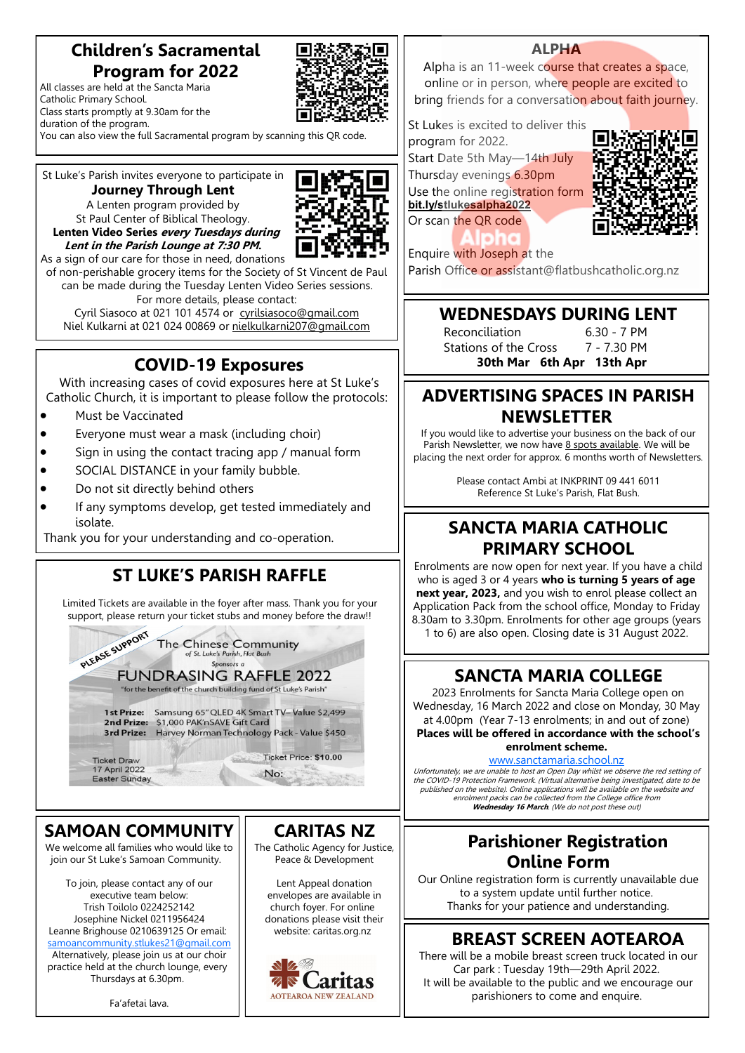## Children's Sacramental Program for 2022

All classes are held at the Sancta Maria Catholic Primary School.
Class starts promptly at 9.30am for the duration of the program.
You can also view the full Sacramental program by scanning this QR code.

St Luke's Parish invites everyone to participate in

**Journey Through Lent**

A Lenten program provided by St Paul Center of Biblical Theology.

**Lenten Video Series *every Tuesdays during Lent* in the Parish Lounge at 7:30 PM.**

As a sign of our care for those in need, donations of non-perishable grocery items for the Society of St Vincent de Paul can be made during the Tuesday Lenten Video Series sessions.

For more details, please contact:
Cyril Siasoco at 021 101 4574 or cyrilsiasoco@gmail.com
Niel Kulkarni at 021 024 00869 or nielkulkarni207@gmail.com

## COVID-19 Exposures

With increasing cases of covid exposures here at St Luke's Catholic Church, it is important to please follow the protocols:

- Must be Vaccinated
- Everyone must wear a mask (including choir)
- Sign in using the contact tracing app / manual form
- SOCIAL DISTANCE in your family bubble.
- Do not sit directly behind others
- If any symptoms develop, get tested immediately and isolate.

Thank you for your understanding and co-operation.

## ST LUKE'S PARISH RAFFLE

Limited Tickets are available in the foyer after mass. Thank you for your support, please return your ticket stubs and money before the draw!!

PLEASE SUPPORT
The Chinese Community
of St. Luke's Parish, Flat Bush
Sponsors a
FUNDRASING RAFFLE 2022
"for the benefit of the church building fund of St Luke's Parish"

1st Prize: Samsung 65" QLED 4K Smart TV– Value $2,499
2nd Prize: $1,000 PAK'nSAVE Gift Card
3rd Prize: Harvey Norman Technology Pack - Value $450

Ticket Draw 17 April 2022 Easter Sunday
Ticket Price: $10.00
No:

## SAMOAN COMMUNITY

We welcome all families who would like to join our St Luke's Samoan Community.

To join, please contact any of our executive team below:
Trish Toilolo 0224252142
Josephine Nickel 0211956424
Leanne Brighouse 0210639125 Or email: samoancommunity.stlukes21@gmail.com
Alternatively, please join us at our choir practice held at the church lounge, every Thursdays at 6.30pm.

Fa'afetai lava.

## CARITAS NZ

The Catholic Agency for Justice, Peace & Development

Lent Appeal donation envelopes are available in church foyer. For online donations please visit their website: caritas.org.nz

Caritas
AOTEAROA NEW ZEALAND

## ALPHA

Alpha is an 11-week course that creates a space, online or in person, where people are excited to bring friends for a conversation about faith journey.

St Lukes is excited to deliver this program for 2022.
Start Date 5th May—14th July
Thursday evenings 6.30pm
Use the online registration form **bit.ly/stlukesalpha2022**
Or scan the QR code

Enquire with Joseph at the Parish Office or assistant@flatbushcatholic.org.nz

## WEDNESDAYS DURING LENT

Reconciliation 6.30 - 7 PM
Stations of the Cross 7 - 7.30 PM

**30th Mar 6th Apr 13th Apr**

## ADVERTISING SPACES IN PARISH NEWSLETTER

If you would like to advertise your business on the back of our Parish Newsletter, we now have 8 spots available. We will be placing the next order for approx. 6 months worth of Newsletters.

Please contact Ambi at INKPRINT 09 441 6011
Reference St Luke's Parish, Flat Bush.

## SANCTA MARIA CATHOLIC PRIMARY SCHOOL

Enrolments are now open for next year. If you have a child who is aged 3 or 4 years **who is turning 5 years of age next year, 2023,** and you wish to enrol please collect an Application Pack from the school office, Monday to Friday 8.30am to 3.30pm. Enrolments for other age groups (years 1 to 6) are also open. Closing date is 31 August 2022.

## SANCTA MARIA COLLEGE

2023 Enrolments for Sancta Maria College open on Wednesday, 16 March 2022 and close on Monday, 30 May at 4.00pm (Year 7-13 enrolments; in and out of zone)

**Places will be offered in accordance with the school's enrolment scheme.**

www.sanctamaria.school.nz

*Unfortunately, we are unable to host an Open Day whilst we observe the red setting of the COVID-19 Protection Framework. (Virtual alternative being investigated, date to be published on the website). Online applications will be available on the website and enrolment packs can be collected from the College office from* ***Wednesday 16 March****. (We do not post these out)*

## Parishioner Registration Online Form

Our Online registration form is currently unavailable due to a system update until further notice.
Thanks for your patience and understanding.

## BREAST SCREEN AOTEAROA

There will be a mobile breast screen truck located in our Car park : Tuesday 19th—29th April 2022.
It will be available to the public and we encourage our parishioners to come and enquire.